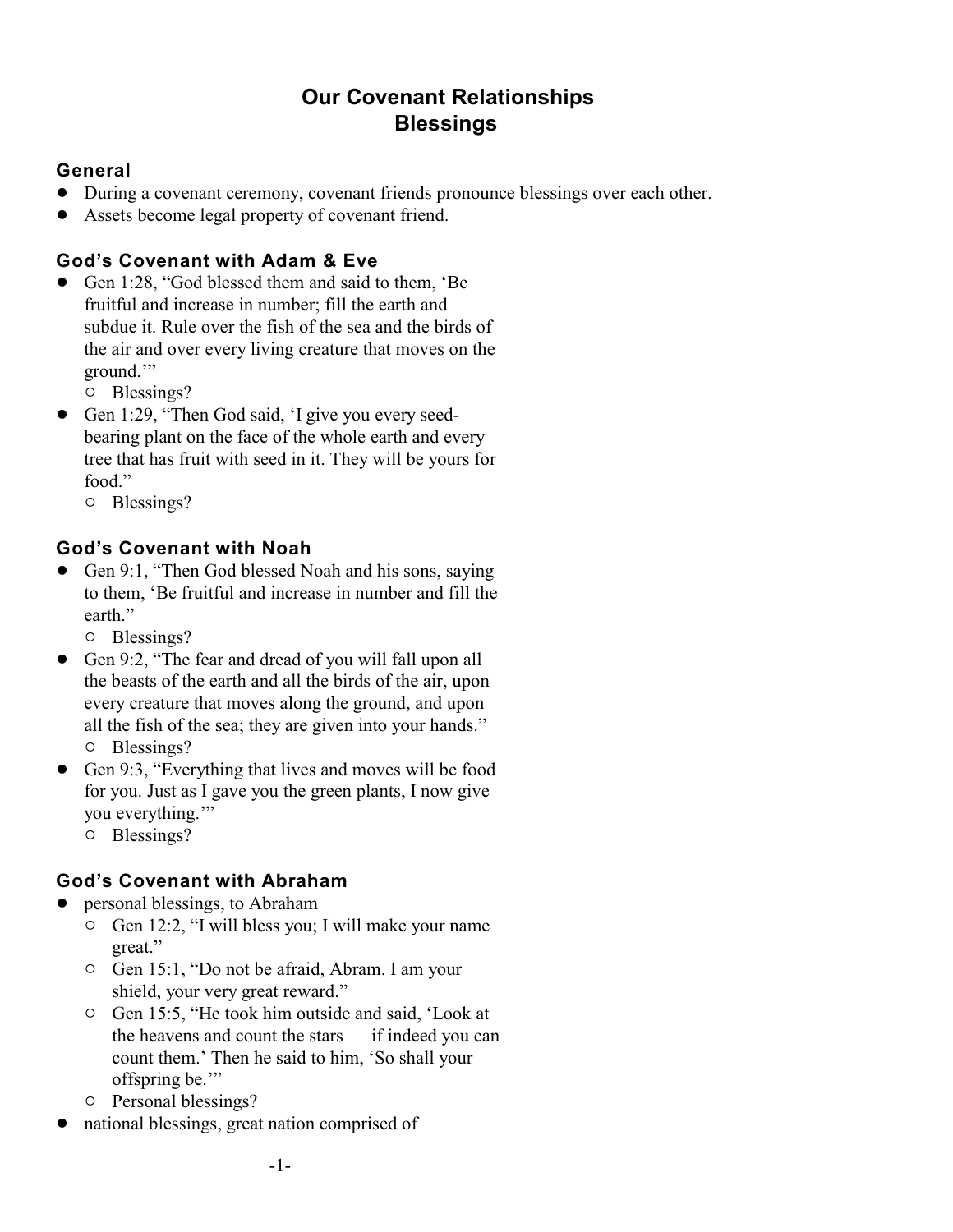# Our Covenant Relationships
# Blessings

## General

- During a covenant ceremony, covenant friends pronounce blessings over each other.
- Assets become legal property of covenant friend.

## God's Covenant with Adam & Eve

- Gen 1:28, "God blessed them and said to them, 'Be fruitful and increase in number; fill the earth and subdue it. Rule over the fish of the sea and the birds of the air and over every living creature that moves on the ground.'"
  - Blessings?
- Gen 1:29, "Then God said, 'I give you every seed-bearing plant on the face of the whole earth and every tree that has fruit with seed in it. They will be yours for food."
  - Blessings?

## God's Covenant with Noah

- Gen 9:1, "Then God blessed Noah and his sons, saying to them, 'Be fruitful and increase in number and fill the earth."
  - Blessings?
- Gen 9:2, "The fear and dread of you will fall upon all the beasts of the earth and all the birds of the air, upon every creature that moves along the ground, and upon all the fish of the sea; they are given into your hands."
  - Blessings?
- Gen 9:3, "Everything that lives and moves will be food for you. Just as I gave you the green plants, I now give you everything.'"
  - Blessings?

## God's Covenant with Abraham

- personal blessings, to Abraham
  - Gen 12:2, "I will bless you; I will make your name great."
  - Gen 15:1, "Do not be afraid, Abram. I am your shield, your very great reward."
  - Gen 15:5, "He took him outside and said, 'Look at the heavens and count the stars — if indeed you can count them.' Then he said to him, 'So shall your offspring be.'"
  - Personal blessings?
- national blessings, great nation comprised of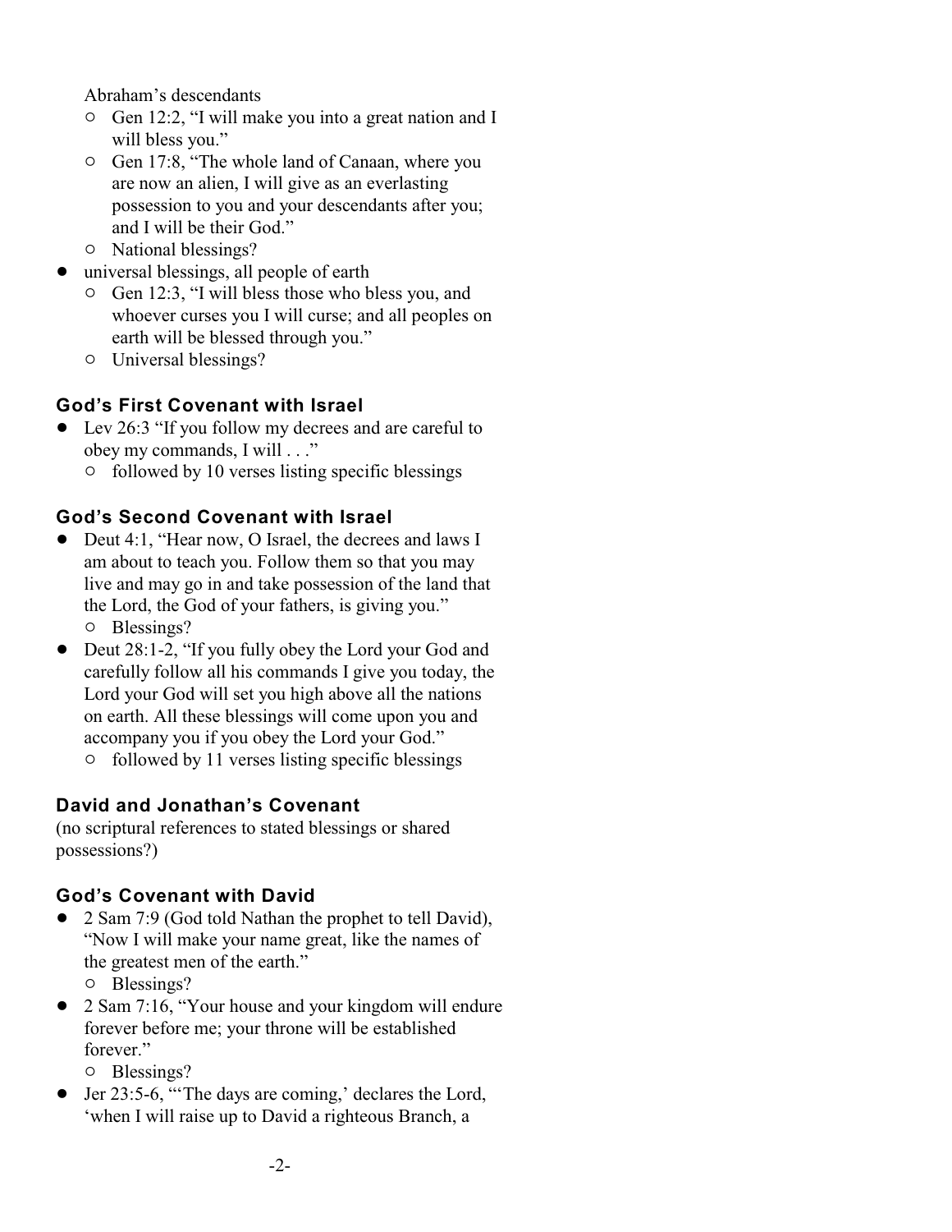Abraham's descendants

- Gen 12:2, "I will make you into a great nation and I will bless you."
- Gen 17:8, "The whole land of Canaan, where you are now an alien, I will give as an everlasting possession to you and your descendants after you; and I will be their God."
- National blessings?

- universal blessings, all people of earth
  - Gen 12:3, "I will bless those who bless you, and whoever curses you I will curse; and all peoples on earth will be blessed through you."
  - Universal blessings?

### God's First Covenant with Israel

- Lev 26:3 "If you follow my decrees and are careful to obey my commands, I will . . ."
  - followed by 10 verses listing specific blessings

### God's Second Covenant with Israel

- Deut 4:1, "Hear now, O Israel, the decrees and laws I am about to teach you. Follow them so that you may live and may go in and take possession of the land that the Lord, the God of your fathers, is giving you."
  - Blessings?
- Deut 28:1-2, "If you fully obey the Lord your God and carefully follow all his commands I give you today, the Lord your God will set you high above all the nations on earth. All these blessings will come upon you and accompany you if you obey the Lord your God."
  - followed by 11 verses listing specific blessings

### David and Jonathan's Covenant

(no scriptural references to stated blessings or shared possessions?)

### God's Covenant with David

- 2 Sam 7:9 (God told Nathan the prophet to tell David), "Now I will make your name great, like the names of the greatest men of the earth."
  - Blessings?
- 2 Sam 7:16, "Your house and your kingdom will endure forever before me; your throne will be established forever."
  - Blessings?
- Jer 23:5-6, "'The days are coming,' declares the Lord, 'when I will raise up to David a righteous Branch, a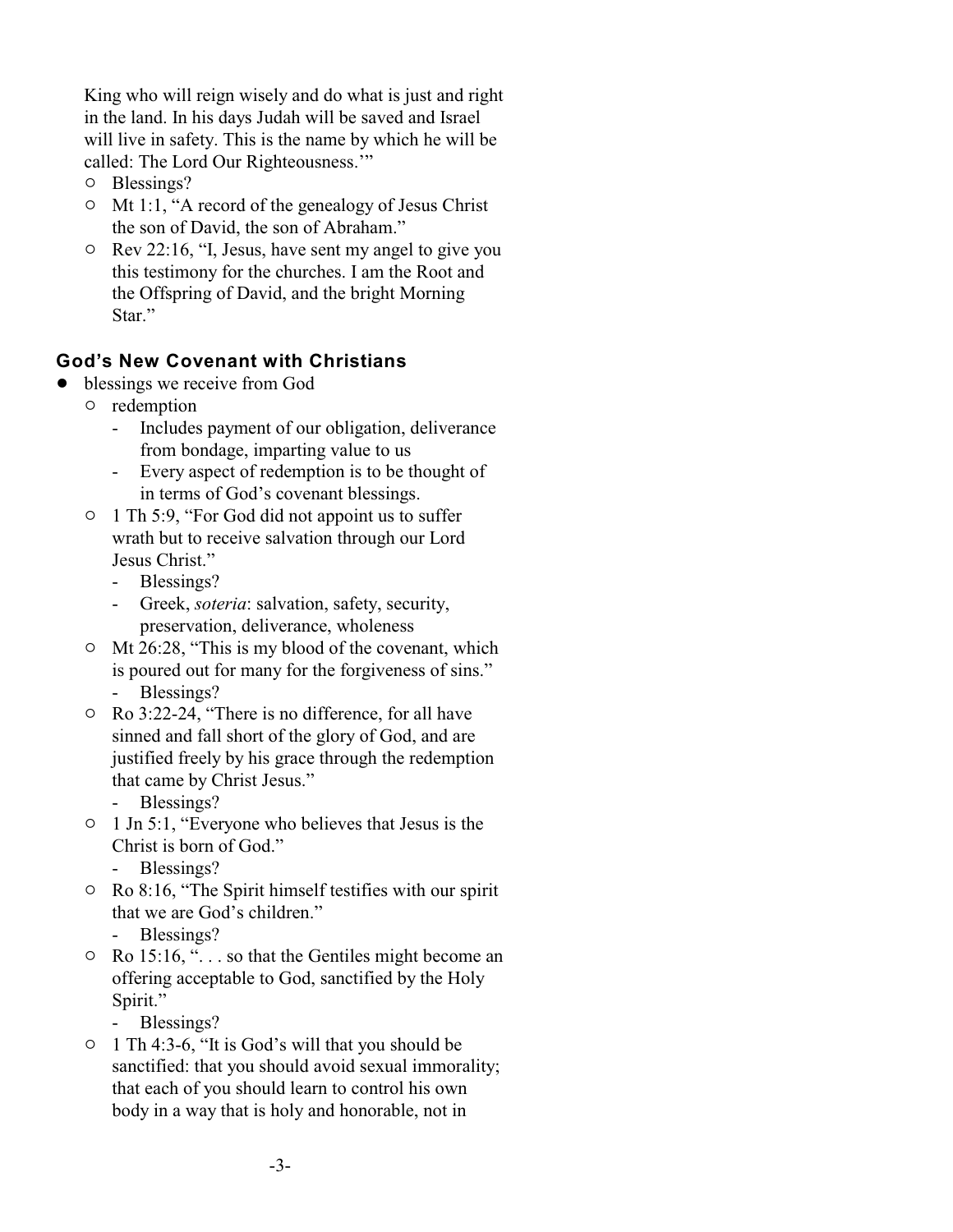King who will reign wisely and do what is just and right in the land. In his days Judah will be saved and Israel will live in safety. This is the name by which he will be called: The Lord Our Righteousness.'"

- Blessings?
- Mt 1:1, "A record of the genealogy of Jesus Christ the son of David, the son of Abraham."
- Rev 22:16, "I, Jesus, have sent my angel to give you this testimony for the churches. I am the Root and the Offspring of David, and the bright Morning Star."

## God's New Covenant with Christians

- blessings we receive from God
  - redemption
    - Includes payment of our obligation, deliverance from bondage, imparting value to us
    - Every aspect of redemption is to be thought of in terms of God's covenant blessings.
  - 1 Th 5:9, "For God did not appoint us to suffer wrath but to receive salvation through our Lord Jesus Christ."
    - Blessings?
    - Greek, *soteria*: salvation, safety, security, preservation, deliverance, wholeness
  - Mt 26:28, "This is my blood of the covenant, which is poured out for many for the forgiveness of sins."
    - Blessings?
  - Ro 3:22-24, "There is no difference, for all have sinned and fall short of the glory of God, and are justified freely by his grace through the redemption that came by Christ Jesus."
    - Blessings?
  - 1 Jn 5:1, "Everyone who believes that Jesus is the Christ is born of God."
    - Blessings?
  - Ro 8:16, "The Spirit himself testifies with our spirit that we are God's children."
    - Blessings?
  - Ro 15:16, ". . . so that the Gentiles might become an offering acceptable to God, sanctified by the Holy Spirit."
    - Blessings?
  - 1 Th 4:3-6, "It is God's will that you should be sanctified: that you should avoid sexual immorality; that each of you should learn to control his own body in a way that is holy and honorable, not in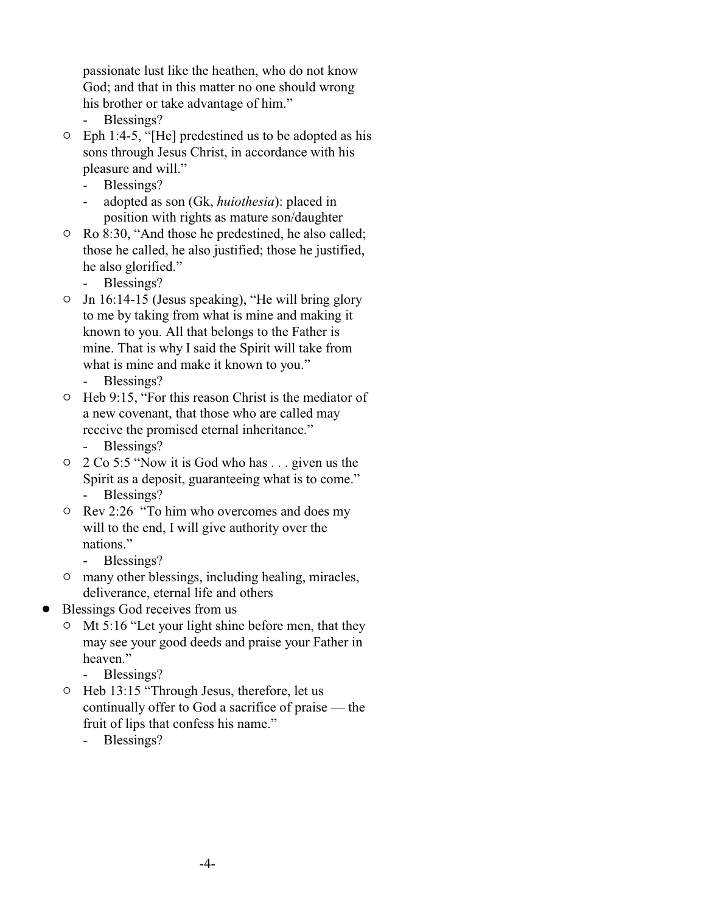passionate lust like the heathen, who do not know God; and that in this matter no one should wrong his brother or take advantage of him."
    - Blessings?
- Eph 1:4-5, "[He] predestined us to be adopted as his sons through Jesus Christ, in accordance with his pleasure and will."
    - Blessings?
    - adopted as son (Gk, *huiothesia*): placed in position with rights as mature son/daughter
- Ro 8:30, "And those he predestined, he also called; those he called, he also justified; those he justified, he also glorified."
    - Blessings?
- Jn 16:14-15 (Jesus speaking), "He will bring glory to me by taking from what is mine and making it known to you. All that belongs to the Father is mine. That is why I said the Spirit will take from what is mine and make it known to you."
    - Blessings?
- Heb 9:15, "For this reason Christ is the mediator of a new covenant, that those who are called may receive the promised eternal inheritance."
    - Blessings?
- 2 Co 5:5 "Now it is God who has . . . given us the Spirit as a deposit, guaranteeing what is to come."
    - Blessings?
- Rev 2:26 "To him who overcomes and does my will to the end, I will give authority over the nations."
    - Blessings?
- many other blessings, including healing, miracles, deliverance, eternal life and others

- Blessings God receives from us
    - Mt 5:16 "Let your light shine before men, that they may see your good deeds and praise your Father in heaven."
        - Blessings?
    - Heb 13:15 "Through Jesus, therefore, let us continually offer to God a sacrifice of praise — the fruit of lips that confess his name."
        - Blessings?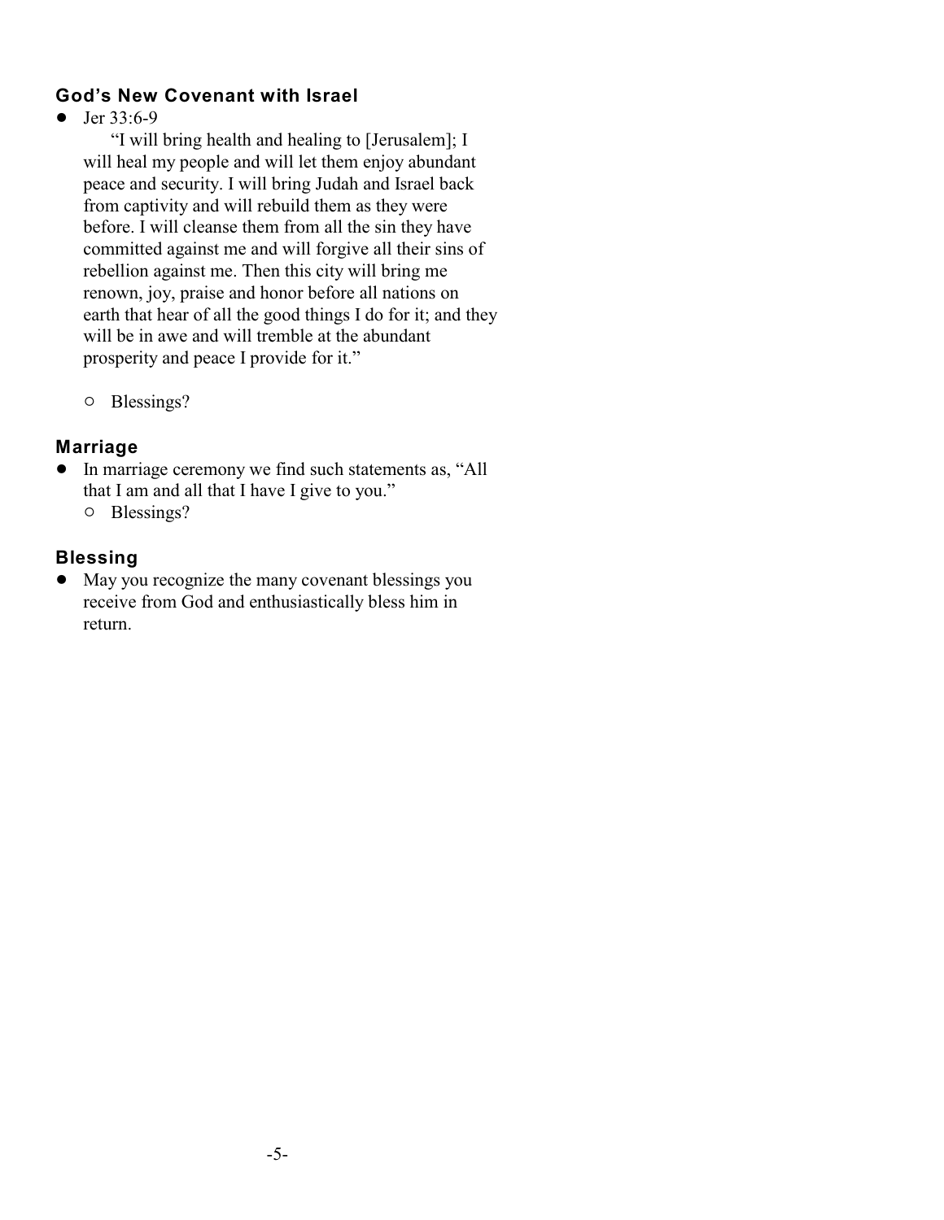### God's New Covenant with Israel

- Jer 33:6-9

  "I will bring health and healing to [Jerusalem]; I will heal my people and will let them enjoy abundant peace and security. I will bring Judah and Israel back from captivity and will rebuild them as they were before. I will cleanse them from all the sin they have committed against me and will forgive all their sins of rebellion against me. Then this city will bring me renown, joy, praise and honor before all nations on earth that hear of all the good things I do for it; and they will be in awe and will tremble at the abundant prosperity and peace I provide for it."

  - Blessings?

### Marriage

- In marriage ceremony we find such statements as, "All that I am and all that I have I give to you."
  - Blessings?

### Blessing

- May you recognize the many covenant blessings you receive from God and enthusiastically bless him in return.